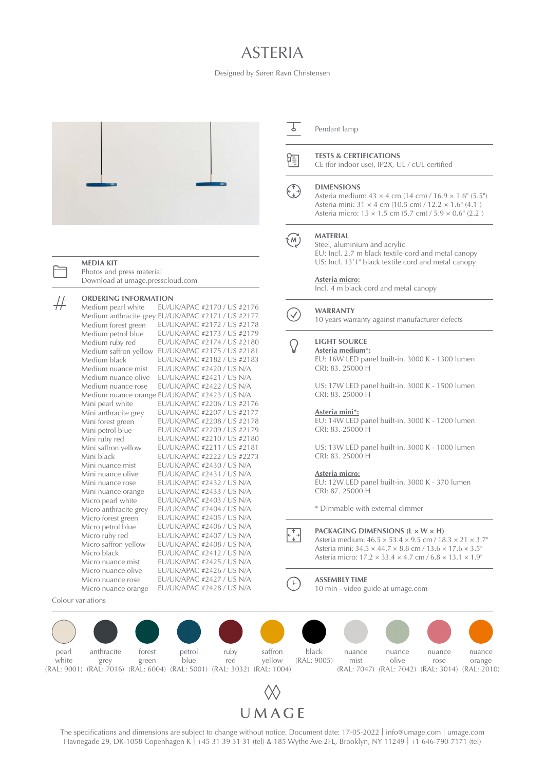# ASTERIA

Designed by Søren Ravn Christensen

Pendant lamp

**TESTS & CERTIFICATIONS**
CE (for indoor use), IP2X, UL / cUL certified

**DIMENSIONS**
Asteria medium: 43 × 4 cm (14 cm) / 16.9 × 1.6" (5.5")
Asteria mini: 31 × 4 cm (10.5 cm) / 12.2 × 1.6" (4.1")
Asteria micro: 15 × 1.5 cm (5.7 cm) / 5.9 × 0.6" (2.2")

**MATERIAL**
Steel, aluminium and acrylic
EU: Incl. 2.7 m black textile cord and metal canopy
US: Incl. 13'1" black textile cord and metal canopy

Asteria micro:
Incl. 4 m black cord and metal canopy

**WARRANTY**
10 years warranty against manufacturer defects

**LIGHT SOURCE**
**Asteria medium*:**
EU: 16W LED panel built-in. 3000 K - 1300 lumen
CRI: 83. 25000 H

US: 17W LED panel built-in. 3000 K - 1500 lumen
CRI: 83. 25000 H

**Asteria mini*:**
EU: 14W LED panel built-in. 3000 K - 1200 lumen
CRI: 83. 25000 H

US: 13W LED panel built-in. 3000 K - 1000 lumen
CRI: 83. 25000 H

**Asteria micro:**
EU: 12W LED panel built-in. 3000 K - 370 lumen
CRI: 87. 25000 H

* Dimmable with external dimmer

**PACKAGING DIMENSIONS (L × W × H)**
Asteria medium: 46.5 × 53.4 × 9.5 cm / 18.3 × 21 × 3.7"
Asteria mini: 34.5 × 44.7 × 8.8 cm / 13.6 × 17.6 × 3.5"
Asteria micro: 17.2 × 33.4 × 4.7 cm / 6.8 × 13.1 × 1.9"

**ASSEMBLY TIME**
10 min - video guide at umage.com

**MEDIA KIT**
Photos and press material
Download at umage.presscloud.com

**ORDERING INFORMATION**

| | |
|---|---|
| Medium pearl white | EU/UK/APAC #2170 / US #2176 |
| Medium anthracite grey | EU/UK/APAC #2171 / US #2177 |
| Medium forest green | EU/UK/APAC #2172 / US #2178 |
| Medium petrol blue | EU/UK/APAC #2173 / US #2179 |
| Medium ruby red | EU/UK/APAC #2174 / US #2180 |
| Medium saffron yellow | EU/UK/APAC #2175 / US #2181 |
| Medium black | EU/UK/APAC #2182 / US #2183 |
| Medium nuance mist | EU/UK/APAC #2420 / US N/A |
| Medium nuance olive | EU/UK/APAC #2421 / US N/A |
| Medium nuance rose | EU/UK/APAC #2422 / US N/A |
| Medium nuance orange | EU/UK/APAC #2423 / US N/A |
| Mini pearl white | EU/UK/APAC #2206 / US #2176 |
| Mini anthracite grey | EU/UK/APAC #2207 / US #2177 |
| Mini forest green | EU/UK/APAC #2208 / US #2178 |
| Mini petrol blue | EU/UK/APAC #2209 / US #2179 |
| Mini ruby red | EU/UK/APAC #2210 / US #2180 |
| Mini saffron yellow | EU/UK/APAC #2211 / US #2181 |
| Mini black | EU/UK/APAC #2222 / US #2273 |
| Mini nuance mist | EU/UK/APAC #2430 / US N/A |
| Mini nuance olive | EU/UK/APAC #2431 / US N/A |
| Mini nuance rose | EU/UK/APAC #2432 / US N/A |
| Mini nuance orange | EU/UK/APAC #2433 / US N/A |
| Micro pearl white | EU/UK/APAC #2403 / US N/A |
| Micro anthracite grey | EU/UK/APAC #2404 / US N/A |
| Micro forest green | EU/UK/APAC #2405 / US N/A |
| Micro petrol blue | EU/UK/APAC #2406 / US N/A |
| Micro ruby red | EU/UK/APAC #2407 / US N/A |
| Micro saffron yellow | EU/UK/APAC #2408 / US N/A |
| Micro black | EU/UK/APAC #2412 / US N/A |
| Micro nuance mist | EU/UK/APAC #2425 / US N/A |
| Micro nuance olive | EU/UK/APAC #2426 / US N/A |
| Micro nuance rose | EU/UK/APAC #2427 / US N/A |
| Micro nuance orange | EU/UK/APAC #2428 / US N/A |

Colour variations

| | | | | | | | | | | |
|---|---|---|---|---|---|---|---|---|---|---|
| pearl white (RAL: 9001) | anthracite grey (RAL: 7016) | forest green (RAL: 6004) | petrol blue (RAL: 5001) | ruby red (RAL: 3032) | saffron yellow (RAL: 1004) | black (RAL: 9005) | nuance mist (RAL: 7047) | nuance olive (RAL: 7042) | nuance rose (RAL: 3014) | nuance orange (RAL: 2010) |

UMAGE

The specifications and dimensions are subject to change without notice. Document date: 17-05-2022 | info@umage.com | umage.com
Havnegade 29, DK-1058 Copenhagen K | +45 31 39 31 31 (tel) & 185 Wythe Ave 2FL, Brooklyn, NY 11249 | +1 646-790-7171 (tel)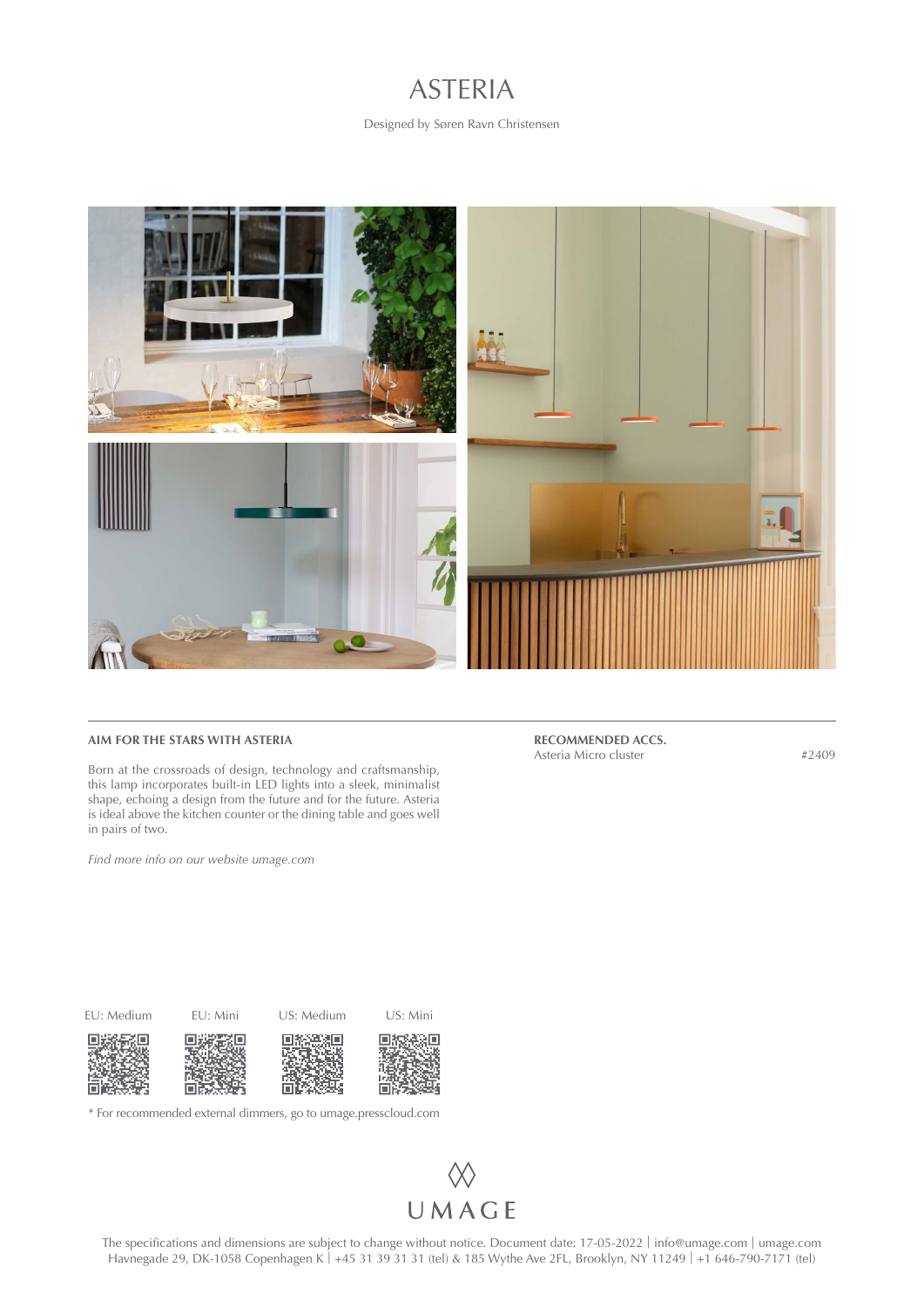# ASTERIA

Designed by Søren Ravn Christensen

**AIM FOR THE STARS WITH ASTERIA**

Born at the crossroads of design, technology and craftsmanship, this lamp incorporates built-in LED lights into a sleek, minimalist shape, echoing a design from the future and for the future. Asteria is ideal above the kitchen counter or the dining table and goes well in pairs of two.

*Find more info on our website umage.com*

**RECOMMENDED ACCS.**

| | |
|---|---|
| Asteria Micro cluster | #2409 |

EU: Medium EU: Mini US: Medium US: Mini

* For recommended external dimmers, go to umage.presscloud.com

UMAGE

The specifications and dimensions are subject to change without notice. Document date: 17-05-2022 | info@umage.com | umage.com
Havnegade 29, DK-1058 Copenhagen K | +45 31 39 31 31 (tel) & 185 Wythe Ave 2FL, Brooklyn, NY 11249 | +1 646-790-7171 (tel)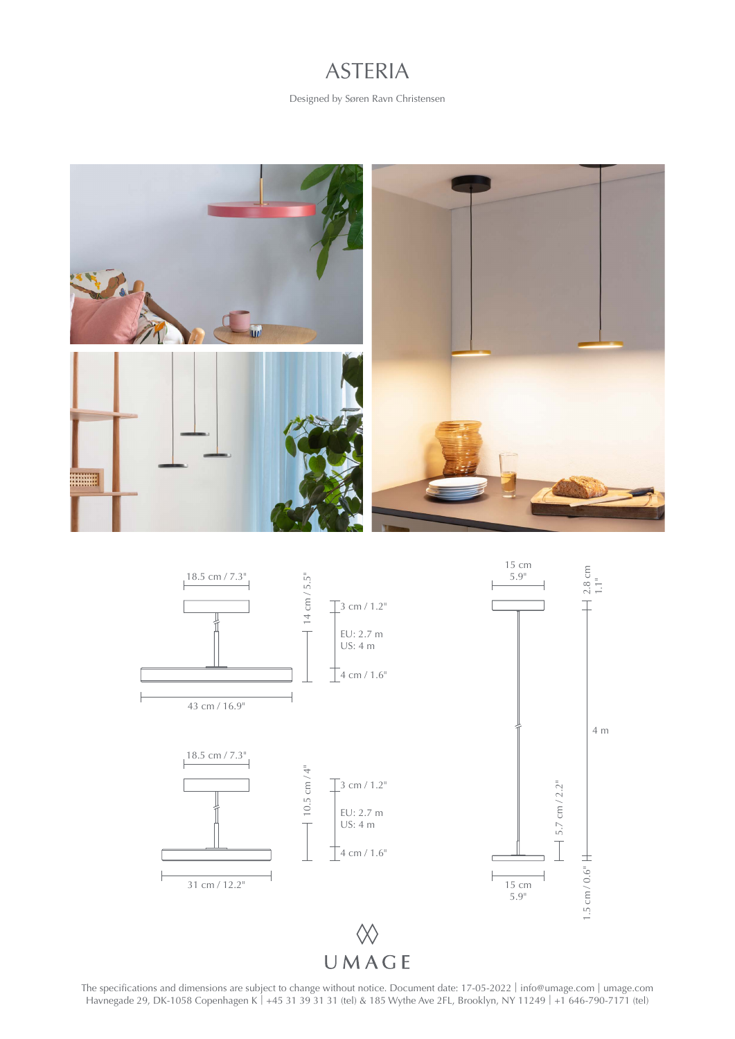# ASTERIA

Designed by Søren Ravn Christensen

18.5 cm / 7.3"

14 cm / 5.5"

3 cm / 1.2"

EU: 2.7 m
US: 4 m

4 cm / 1.6"

43 cm / 16.9"

18.5 cm / 7.3"

10.5 cm / 4"

3 cm / 1.2"

EU: 2.7 m
US: 4 m

4 cm / 1.6"

31 cm / 12.2"

15 cm
5.9"

2.8 cm
1.1"

4 m

5.7 cm / 2.2"

15 cm
5.9"

1.5 cm / 0.6"

UMAGE

The specifications and dimensions are subject to change without notice. Document date: 17-05-2022 | info@umage.com | umage.com
Havnegade 29, DK-1058 Copenhagen K | +45 31 39 31 31 (tel) & 185 Wythe Ave 2FL, Brooklyn, NY 11249 | +1 646-790-7171 (tel)